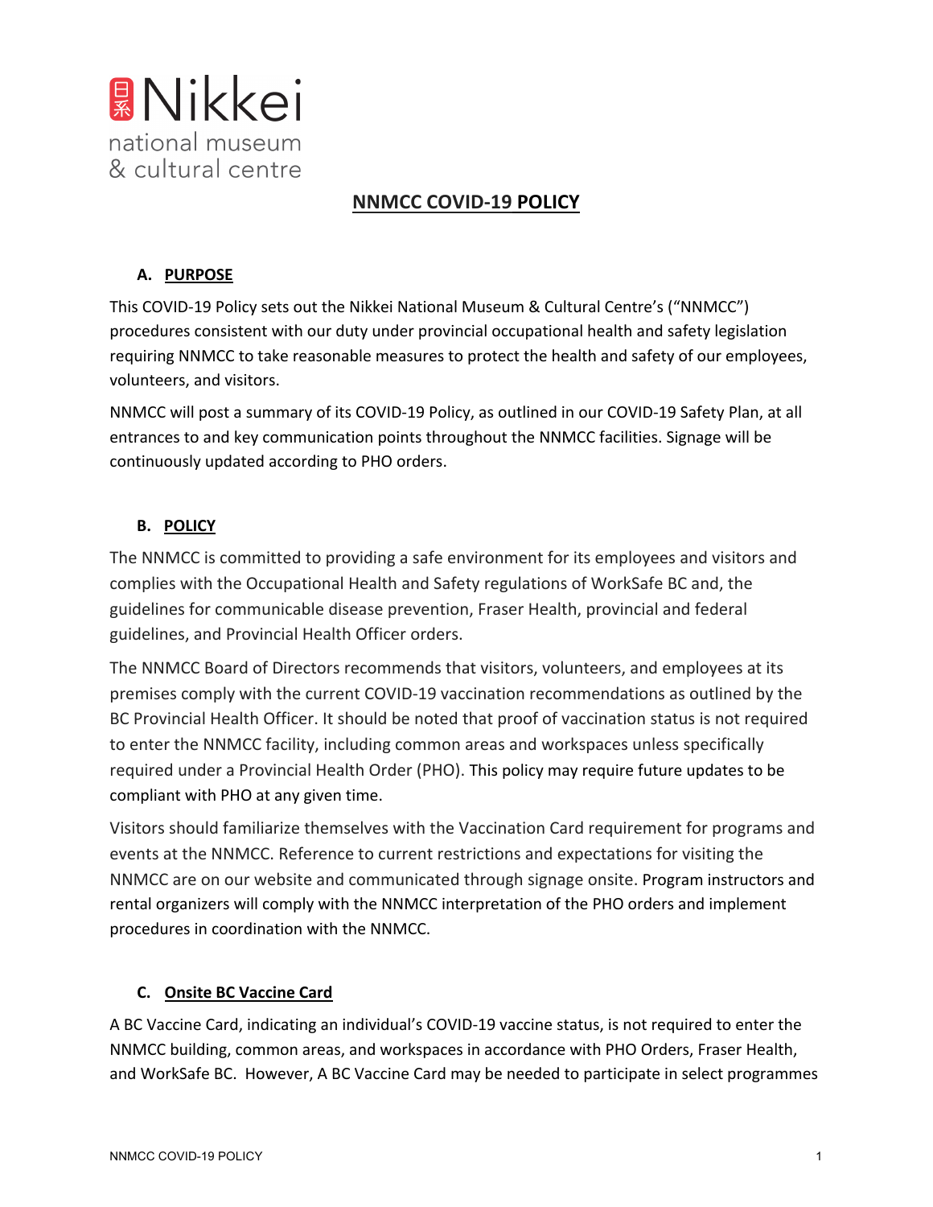Nikkei national museum & cultural centre

# NNMCC COVID-19 POLICY

## A. PURPOSE

This COVID-19 Policy sets out the Nikkei National Museum & Cultural Centre's ("NNMCC") procedures consistent with our duty under provincial occupational health and safety legislation requiring NNMCC to take reasonable measures to protect the health and safety of our employees, volunteers, and visitors.

NNMCC will post a summary of its COVID-19 Policy, as outlined in our COVID-19 Safety Plan, at all entrances to and key communication points throughout the NNMCC facilities. Signage will be continuously updated according to PHO orders.

## B. POLICY

The NNMCC is committed to providing a safe environment for its employees and visitors and complies with the Occupational Health and Safety regulations of WorkSafe BC and, the guidelines for communicable disease prevention, Fraser Health, provincial and federal guidelines, and Provincial Health Officer orders.

The NNMCC Board of Directors recommends that visitors, volunteers, and employees at its premises comply with the current COVID-19 vaccination recommendations as outlined by the BC Provincial Health Officer. It should be noted that proof of vaccination status is not required to enter the NNMCC facility, including common areas and workspaces unless specifically required under a Provincial Health Order (PHO). This policy may require future updates to be compliant with PHO at any given time.

Visitors should familiarize themselves with the Vaccination Card requirement for programs and events at the NNMCC. Reference to current restrictions and expectations for visiting the NNMCC are on our website and communicated through signage onsite. Program instructors and rental organizers will comply with the NNMCC interpretation of the PHO orders and implement procedures in coordination with the NNMCC.

## C. Onsite BC Vaccine Card

A BC Vaccine Card, indicating an individual's COVID-19 vaccine status, is not required to enter the NNMCC building, common areas, and workspaces in accordance with PHO Orders, Fraser Health, and WorkSafe BC. However, A BC Vaccine Card may be needed to participate in select programmes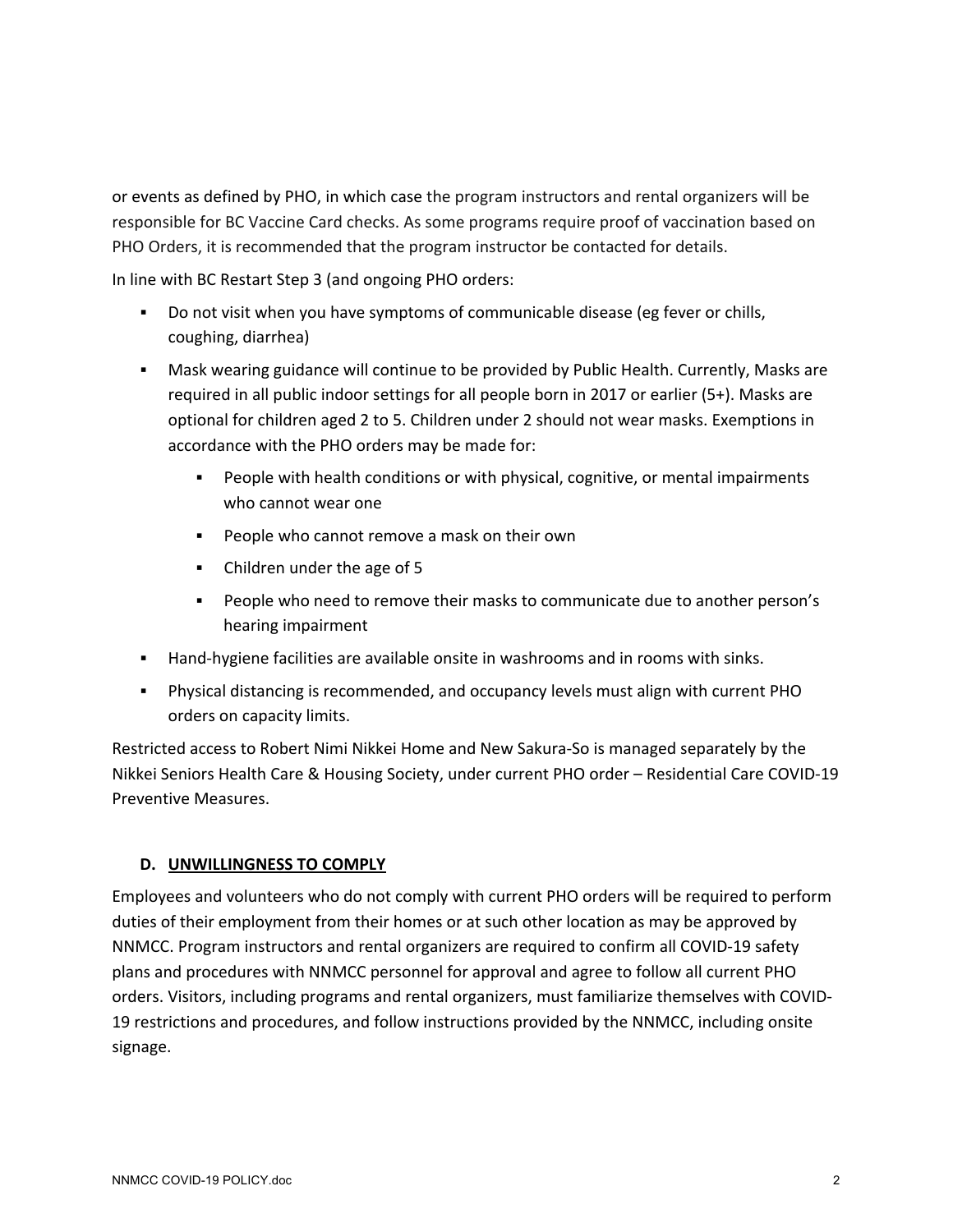or events as defined by PHO, in which case the program instructors and rental organizers will be responsible for BC Vaccine Card checks. As some programs require proof of vaccination based on PHO Orders, it is recommended that the program instructor be contacted for details.

In line with BC Restart Step 3 (and ongoing PHO orders:

- Do not visit when you have symptoms of communicable disease (eg fever or chills, coughing, diarrhea)
- Mask wearing guidance will continue to be provided by Public Health. Currently, Masks are required in all public indoor settings for all people born in 2017 or earlier (5+). Masks are optional for children aged 2 to 5. Children under 2 should not wear masks. Exemptions in accordance with the PHO orders may be made for:
  - People with health conditions or with physical, cognitive, or mental impairments who cannot wear one
  - People who cannot remove a mask on their own
  - Children under the age of 5
  - People who need to remove their masks to communicate due to another person's hearing impairment
- Hand-hygiene facilities are available onsite in washrooms and in rooms with sinks.
- Physical distancing is recommended, and occupancy levels must align with current PHO orders on capacity limits.

Restricted access to Robert Nimi Nikkei Home and New Sakura-So is managed separately by the Nikkei Seniors Health Care & Housing Society, under current PHO order – Residential Care COVID-19 Preventive Measures.

### D. UNWILLINGNESS TO COMPLY

Employees and volunteers who do not comply with current PHO orders will be required to perform duties of their employment from their homes or at such other location as may be approved by NNMCC. Program instructors and rental organizers are required to confirm all COVID-19 safety plans and procedures with NNMCC personnel for approval and agree to follow all current PHO orders. Visitors, including programs and rental organizers, must familiarize themselves with COVID-19 restrictions and procedures, and follow instructions provided by the NNMCC, including onsite signage.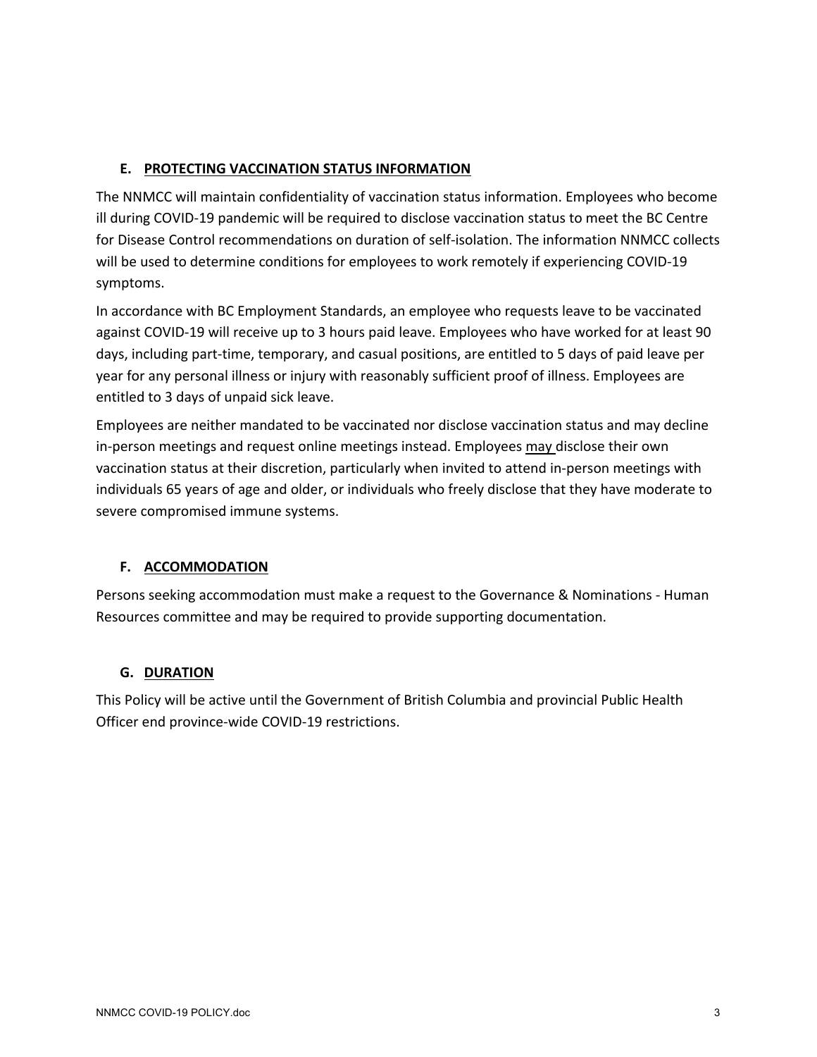## E. PROTECTING VACCINATION STATUS INFORMATION

The NNMCC will maintain confidentiality of vaccination status information. Employees who become ill during COVID-19 pandemic will be required to disclose vaccination status to meet the BC Centre for Disease Control recommendations on duration of self-isolation. The information NNMCC collects will be used to determine conditions for employees to work remotely if experiencing COVID-19 symptoms.

In accordance with BC Employment Standards, an employee who requests leave to be vaccinated against COVID-19 will receive up to 3 hours paid leave. Employees who have worked for at least 90 days, including part-time, temporary, and casual positions, are entitled to 5 days of paid leave per year for any personal illness or injury with reasonably sufficient proof of illness. Employees are entitled to 3 days of unpaid sick leave.

Employees are neither mandated to be vaccinated nor disclose vaccination status and may decline in-person meetings and request online meetings instead. Employees may disclose their own vaccination status at their discretion, particularly when invited to attend in-person meetings with individuals 65 years of age and older, or individuals who freely disclose that they have moderate to severe compromised immune systems.

## F. ACCOMMODATION

Persons seeking accommodation must make a request to the Governance & Nominations - Human Resources committee and may be required to provide supporting documentation.

## G. DURATION

This Policy will be active until the Government of British Columbia and provincial Public Health Officer end province-wide COVID-19 restrictions.